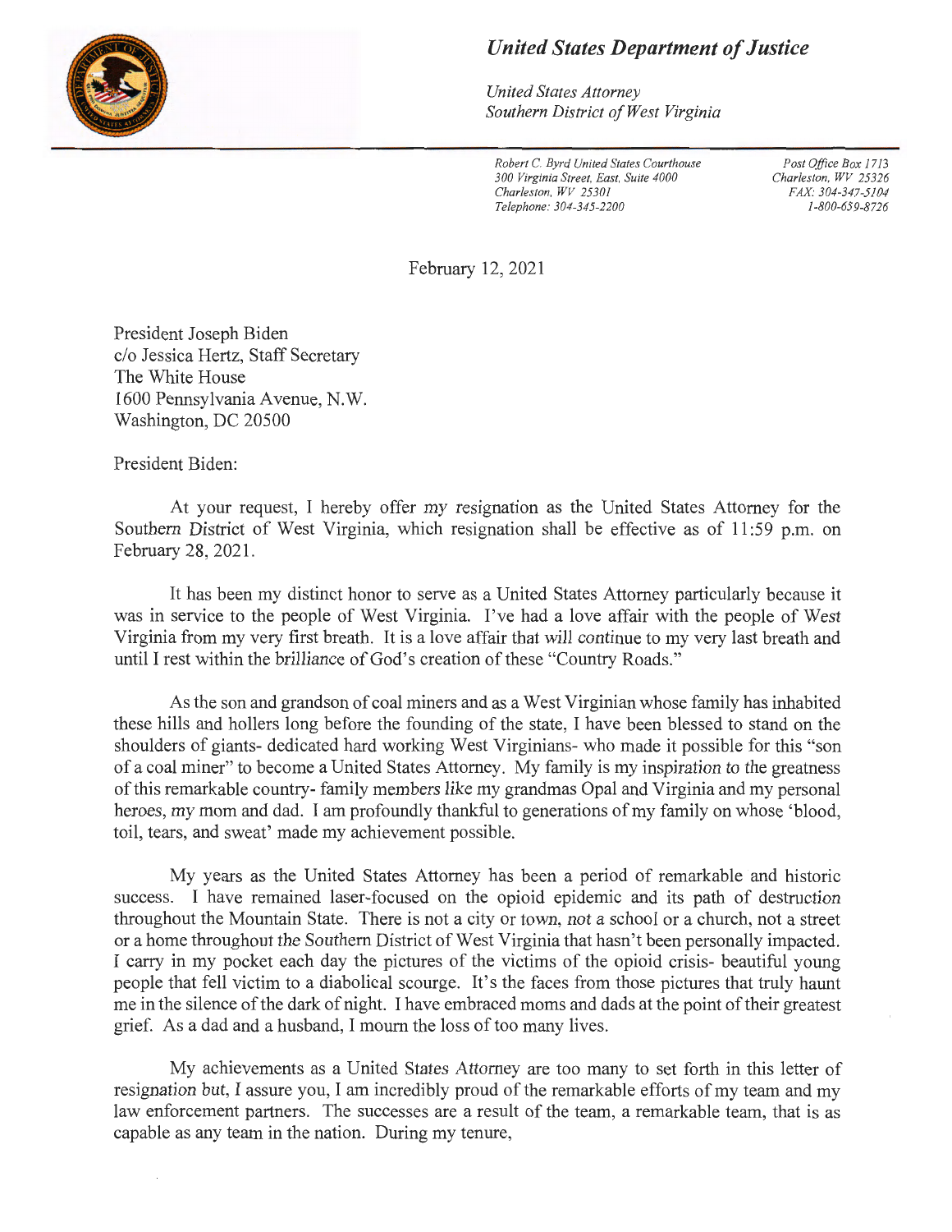# *United States Department of Justice*

*United States Attorney*
*Southern District of West Virginia*

*Robert C. Byrd United States Courthouse*
*300 Virginia Street, East, Suite 4000*
*Charleston, WV 25301*
*Telephone: 304-345-2200*

*Post Office Box 1713*
*Charleston, WV 25326*
*FAX: 304-347-5104*
*1-800-659-8726*

February 12, 2021

President Joseph Biden
c/o Jessica Hertz, Staff Secretary
The White House
1600 Pennsylvania Avenue, N.W.
Washington, DC 20500

President Biden:

At your request, I hereby offer my resignation as the United States Attorney for the Southern District of West Virginia, which resignation shall be effective as of 11:59 p.m. on February 28, 2021.

It has been my distinct honor to serve as a United States Attorney particularly because it was in service to the people of West Virginia. I've had a love affair with the people of West Virginia from my very first breath. It is a love affair that will continue to my very last breath and until I rest within the brilliance of God's creation of these "Country Roads."

As the son and grandson of coal miners and as a West Virginian whose family has inhabited these hills and hollers long before the founding of the state, I have been blessed to stand on the shoulders of giants- dedicated hard working West Virginians- who made it possible for this "son of a coal miner" to become a United States Attorney. My family is my inspiration to the greatness of this remarkable country- family members like my grandmas Opal and Virginia and my personal heroes, my mom and dad. I am profoundly thankful to generations of my family on whose 'blood, toil, tears, and sweat' made my achievement possible.

My years as the United States Attorney has been a period of remarkable and historic success. I have remained laser-focused on the opioid epidemic and its path of destruction throughout the Mountain State. There is not a city or town, not a school or a church, not a street or a home throughout the Southern District of West Virginia that hasn't been personally impacted. I carry in my pocket each day the pictures of the victims of the opioid crisis- beautiful young people that fell victim to a diabolical scourge. It's the faces from those pictures that truly haunt me in the silence of the dark of night. I have embraced moms and dads at the point of their greatest grief. As a dad and a husband, I mourn the loss of too many lives.

My achievements as a United States Attorney are too many to set forth in this letter of resignation but, I assure you, I am incredibly proud of the remarkable efforts of my team and my law enforcement partners. The successes are a result of the team, a remarkable team, that is as capable as any team in the nation. During my tenure,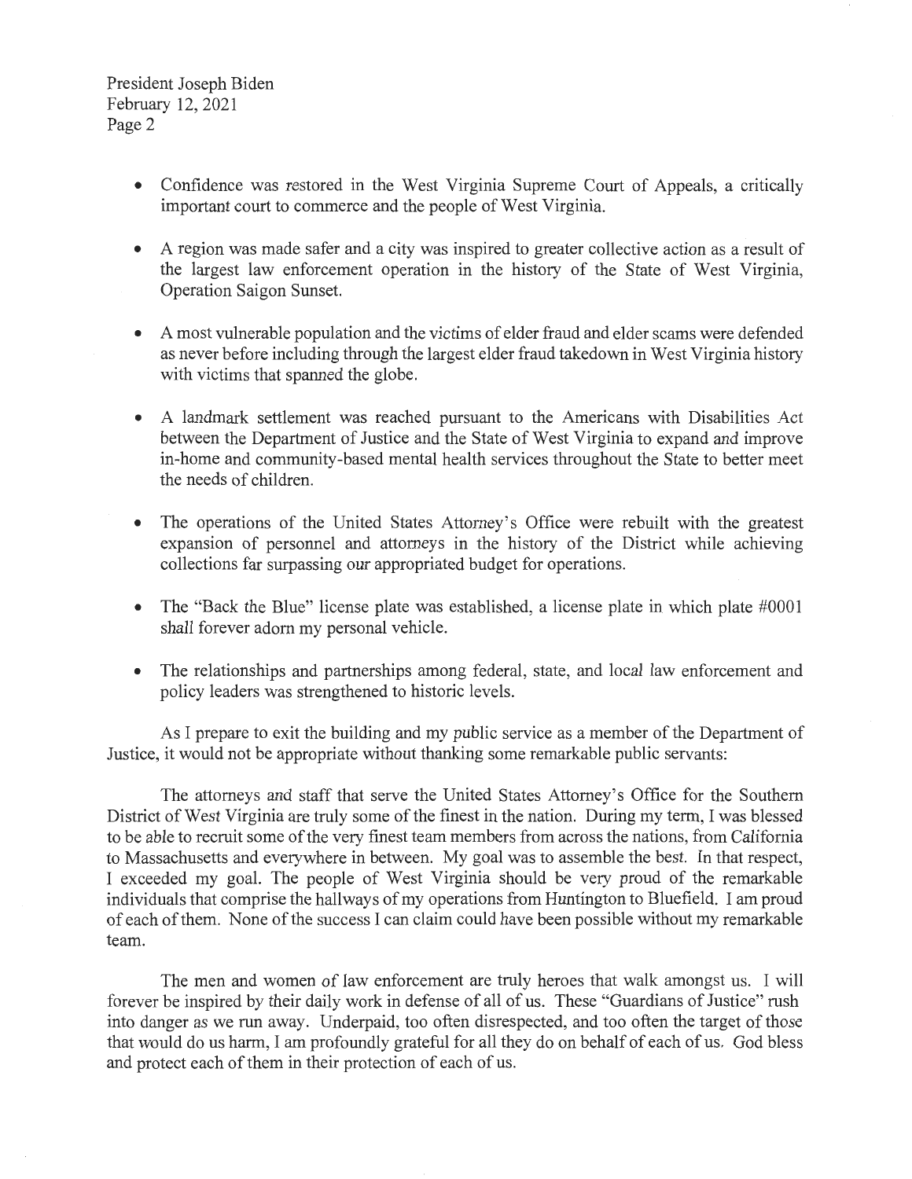- Confidence was restored in the West Virginia Supreme Court of Appeals, a critically important court to commerce and the people of West Virginia.

- A region was made safer and a city was inspired to greater collective action as a result of the largest law enforcement operation in the history of the State of West Virginia, Operation Saigon Sunset.

- A most vulnerable population and the victims of elder fraud and elder scams were defended as never before including through the largest elder fraud takedown in West Virginia history with victims that spanned the globe.

- A landmark settlement was reached pursuant to the Americans with Disabilities Act between the Department of Justice and the State of West Virginia to expand and improve in-home and community-based mental health services throughout the State to better meet the needs of children.

- The operations of the United States Attorney's Office were rebuilt with the greatest expansion of personnel and attorneys in the history of the District while achieving collections far surpassing our appropriated budget for operations.

- The "Back the Blue" license plate was established, a license plate in which plate #0001 shall forever adorn my personal vehicle.

- The relationships and partnerships among federal, state, and local law enforcement and policy leaders was strengthened to historic levels.

As I prepare to exit the building and my public service as a member of the Department of Justice, it would not be appropriate without thanking some remarkable public servants:

The attorneys and staff that serve the United States Attorney's Office for the Southern District of West Virginia are truly some of the finest in the nation. During my term, I was blessed to be able to recruit some of the very finest team members from across the nations, from California to Massachusetts and everywhere in between. My goal was to assemble the best. In that respect, I exceeded my goal. The people of West Virginia should be very proud of the remarkable individuals that comprise the hallways of my operations from Huntington to Bluefield. I am proud of each of them. None of the success I can claim could have been possible without my remarkable team.

The men and women of law enforcement are truly heroes that walk amongst us. I will forever be inspired by their daily work in defense of all of us. These "Guardians of Justice" rush into danger as we run away. Underpaid, too often disrespected, and too often the target of those that would do us harm, I am profoundly grateful for all they do on behalf of each of us. God bless and protect each of them in their protection of each of us.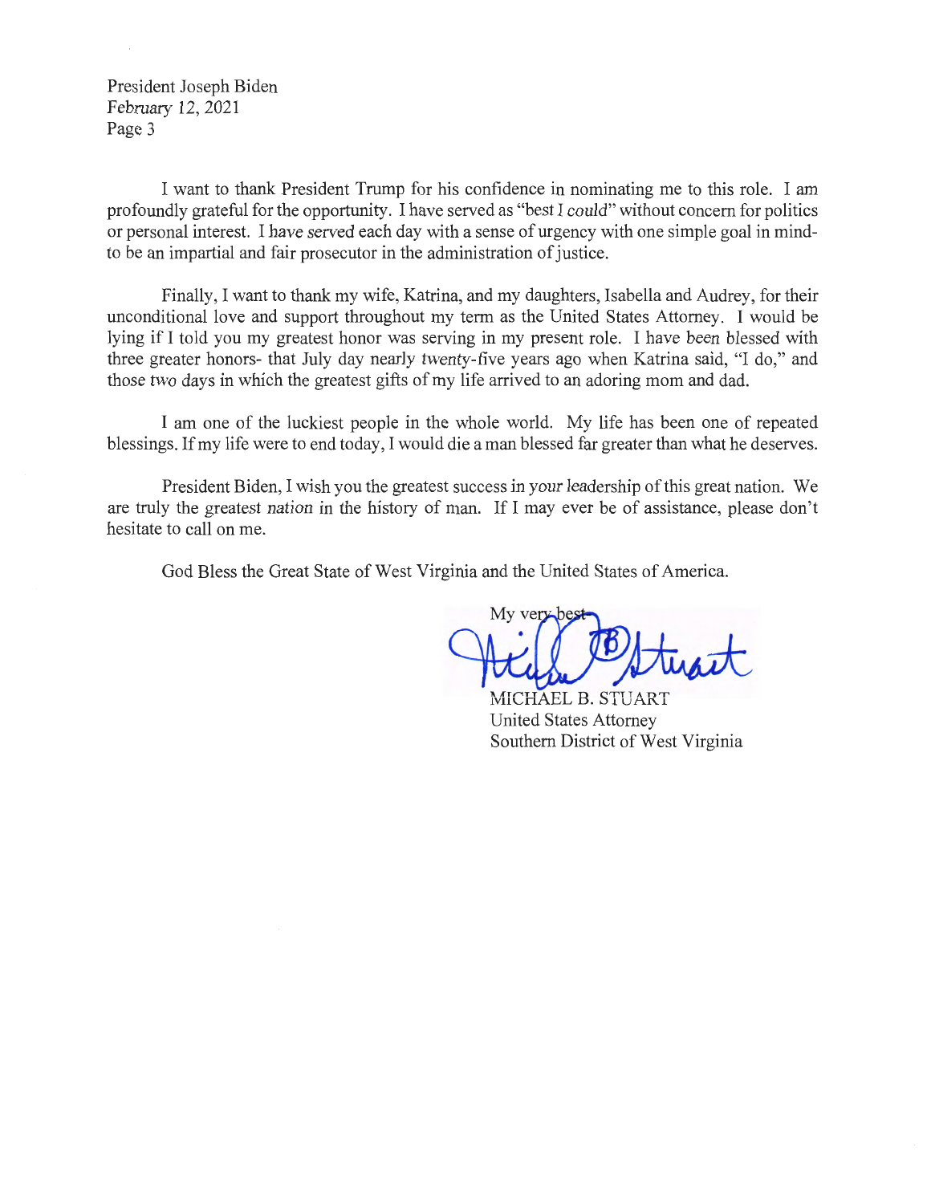President Joseph Biden
February 12, 2021
Page 3

I want to thank President Trump for his confidence in nominating me to this role. I am profoundly grateful for the opportunity. I have served as "best I could" without concern for politics or personal interest. I have served each day with a sense of urgency with one simple goal in mind- to be an impartial and fair prosecutor in the administration of justice.

Finally, I want to thank my wife, Katrina, and my daughters, Isabella and Audrey, for their unconditional love and support throughout my term as the United States Attorney. I would be lying if I told you my greatest honor was serving in my present role. I have been blessed with three greater honors- that July day nearly twenty-five years ago when Katrina said, "I do," and those two days in which the greatest gifts of my life arrived to an adoring mom and dad.

I am one of the luckiest people in the whole world. My life has been one of repeated blessings. If my life were to end today, I would die a man blessed far greater than what he deserves.

President Biden, I wish you the greatest success in your leadership of this great nation. We are truly the greatest nation in the history of man. If I may ever be of assistance, please don't hesitate to call on me.

God Bless the Great State of West Virginia and the United States of America.

My very best-

MICHAEL B. STUART
United States Attorney
Southern District of West Virginia